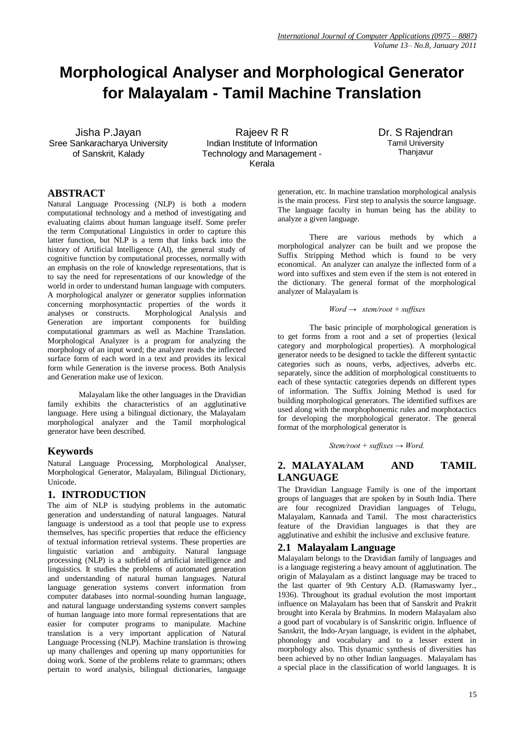# Morphological Analyser and Morphological Generator for Malayalam - Tamil Machine Translation

Jisha P.Jayan
Sree Sankaracharya University of Sanskrit, Kalady

Rajeev R R
Indian Institute of Information Technology and Management - Kerala

Dr. S Rajendran
Tamil University
Thanjavur

## ABSTRACT

Natural Language Processing (NLP) is both a modern computational technology and a method of investigating and evaluating claims about human language itself. Some prefer the term Computational Linguistics in order to capture this latter function, but NLP is a term that links back into the history of Artificial Intelligence (AI), the general study of cognitive function by computational processes, normally with an emphasis on the role of knowledge representations, that is to say the need for representations of our knowledge of the world in order to understand human language with computers. A morphological analyzer or generator supplies information concerning morphosyntactic properties of the words it analyses or constructs. Morphological Analysis and Generation are important components for building computational grammars as well as Machine Translation. Morphological Analyzer is a program for analyzing the morphology of an input word; the analyzer reads the inflected surface form of each word in a text and provides its lexical form while Generation is the inverse process. Both Analysis and Generation make use of lexicon.

Malayalam like the other languages in the Dravidian family exhibits the characteristics of an agglutinative language. Here using a bilingual dictionary, the Malayalam morphological analyzer and the Tamil morphological generator have been described.

## Keywords

Natural Language Processing, Morphological Analyser, Morphological Generator, Malayalam, Bilingual Dictionary, Unicode.

## 1. INTRODUCTION

The aim of NLP is studying problems in the automatic generation and understanding of natural languages. Natural language is understood as a tool that people use to express themselves, has specific properties that reduce the efficiency of textual information retrieval systems. These properties are linguistic variation and ambiguity. Natural language processing (NLP) is a subfield of artificial intelligence and linguistics. It studies the problems of automated generation and understanding of natural human languages. Natural language generation systems convert information from computer databases into normal-sounding human language, and natural language understanding systems convert samples of human language into more formal representations that are easier for computer programs to manipulate. Machine translation is a very important application of Natural Language Processing (NLP). Machine translation is throwing up many challenges and opening up many opportunities for doing work. Some of the problems relate to grammars; others pertain to word analysis, bilingual dictionaries, language generation, etc. In machine translation morphological analysis is the main process. First step to analysis the source language. The language faculty in human being has the ability to analyze a given language.

There are various methods by which a morphological analyzer can be built and we propose the Suffix Stripping Method which is found to be very economical. An analyzer can analyze the inflected form of a word into suffixes and stem even if the stem is not entered in the dictionary. The general format of the morphological analyzer of Malayalam is

*Word → stem/root + suffixes*

The basic principle of morphological generation is to get forms from a root and a set of properties (lexical category and morphological properties). A morphological generator needs to be designed to tackle the different syntactic categories such as nouns, verbs, adjectives, adverbs etc. separately, since the addition of morphological constituents to each of these syntactic categories depends on different types of information. The Suffix Joining Method is used for building morphological generators. The identified suffixes are used along with the morphophonemic rules and morphotactics for developing the morphological generator. The general format of the morphological generator is

*Stem/root + suffixes → Word.*

## 2. MALAYALAM AND TAMIL LANGUAGE

The Dravidian Language Family is one of the important groups of languages that are spoken by in South India. There are four recognized Dravidian languages of Telugu, Malayalam, Kannada and Tamil. The most characteristics feature of the Dravidian languages is that they are agglutinative and exhibit the inclusive and exclusive feature.

### 2.1 Malayalam Language

Malayalam belongs to the Dravidian family of languages and is a language registering a heavy amount of agglutination. The origin of Malayalam as a distinct language may be traced to the last quarter of 9th Century A.D. (Ramaswamy Iyer., 1936). Throughout its gradual evolution the most important influence on Malayalam has been that of Sanskrit and Prakrit brought into Kerala by Brahmins. In modern Malayalam also a good part of vocabulary is of Sanskritic origin. Influence of Sanskrit, the Indo-Aryan language, is evident in the alphabet, phonology and vocabulary and to a lesser extent in morphology also. This dynamic synthesis of diversities has been achieved by no other Indian languages. Malayalam has a special place in the classification of world languages. It is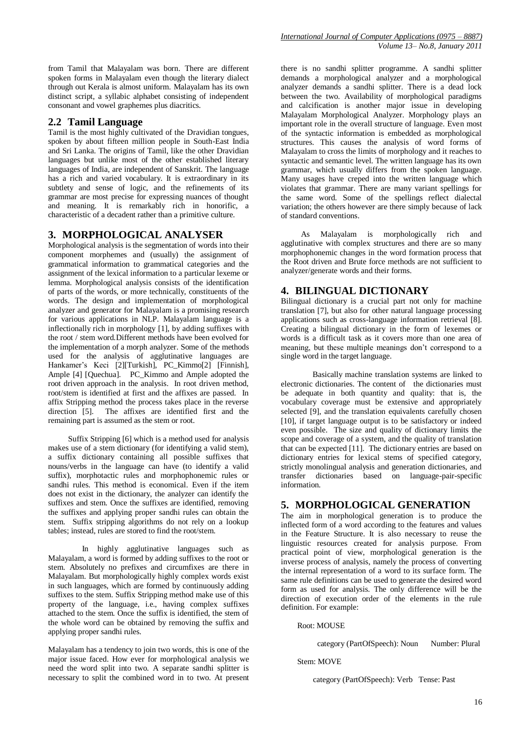from Tamil that Malayalam was born. There are different spoken forms in Malayalam even though the literary dialect through out Kerala is almost uniform. Malayalam has its own distinct script, a syllabic alphabet consisting of independent consonant and vowel graphemes plus diacritics.

## 2.2 Tamil Language

Tamil is the most highly cultivated of the Dravidian tongues, spoken by about fifteen million people in South-East India and Sri Lanka. The origins of Tamil, like the other Dravidian languages but unlike most of the other established literary languages of India, are independent of Sanskrit. The language has a rich and varied vocabulary. It is extraordinary in its subtlety and sense of logic, and the refinements of its grammar are most precise for expressing nuances of thought and meaning. It is remarkably rich in honorific, a characteristic of a decadent rather than a primitive culture.

# 3. MORPHOLOGICAL ANALYSER

Morphological analysis is the segmentation of words into their component morphemes and (usually) the assignment of grammatical information to grammatical categories and the assignment of the lexical information to a particular lexeme or lemma. Morphological analysis consists of the identification of parts of the words, or more technically, constituents of the words. The design and implementation of morphological analyzer and generator for Malayalam is a promising research for various applications in NLP. Malayalam language is a inflectionally rich in morphology [1], by adding suffixes with the root / stem word.Different methods have been evolved for the implementation of a morph analyzer. Some of the methods used for the analysis of agglutinative languages are Hankamer's Keci [2][Turkish], PC_Kimmo[2] [Finnish], Ample [4] [Quechua]. PC_Kimmo and Ample adopted the root driven approach in the analysis. In root driven method, root/stem is identified at first and the affixes are passed. In affix Stripping method the process takes place in the reverse direction [5]. The affixes are identified first and the remaining part is assumed as the stem or root.

Suffix Stripping [6] which is a method used for analysis makes use of a stem dictionary (for identifying a valid stem), a suffix dictionary containing all possible suffixes that nouns/verbs in the language can have (to identify a valid suffix), morphotactic rules and morphophonemic rules or sandhi rules. This method is economical. Even if the item does not exist in the dictionary, the analyzer can identify the suffixes and stem. Once the suffixes are identified, removing the suffixes and applying proper sandhi rules can obtain the stem. Suffix stripping algorithms do not rely on a lookup tables; instead, rules are stored to find the root/stem.

In highly agglutinative languages such as Malayalam, a word is formed by adding suffixes to the root or stem. Absolutely no prefixes and circumfixes are there in Malayalam. But morphologically highly complex words exist in such languages, which are formed by continuously adding suffixes to the stem. Suffix Stripping method make use of this property of the language, i.e., having complex suffixes attached to the stem. Once the suffix is identified, the stem of the whole word can be obtained by removing the suffix and applying proper sandhi rules.

Malayalam has a tendency to join two words, this is one of the major issue faced. How ever for morphological analysis we need the word split into two. A separate sandhi splitter is necessary to split the combined word in to two. At present there is no sandhi splitter programme. A sandhi splitter demands a morphological analyzer and a morphological analyzer demands a sandhi splitter. There is a dead lock between the two. Availability of morphological paradigms and calcification is another major issue in developing Malayalam Morphological Analyzer. Morphology plays an important role in the overall structure of language. Even most of the syntactic information is embedded as morphological structures. This causes the analysis of word forms of Malayalam to cross the limits of morphology and it reaches to syntactic and semantic level. The written language has its own grammar, which usually differs from the spoken language. Many usages have creped into the written language which violates that grammar. There are many variant spellings for the same word. Some of the spellings reflect dialectal variation; the others however are there simply because of lack of standard conventions.

As Malayalam is morphologically rich and agglutinative with complex structures and there are so many morphophonemic changes in the word formation process that the Root driven and Brute force methods are not sufficient to analyzer/generate words and their forms.

# 4. BILINGUAL DICTIONARY

Bilingual dictionary is a crucial part not only for machine translation [7], but also for other natural language processing applications such as cross-language information retrieval [8]. Creating a bilingual dictionary in the form of lexemes or words is a difficult task as it covers more than one area of meaning, but these multiple meanings don't correspond to a single word in the target language.

Basically machine translation systems are linked to electronic dictionaries. The content of the dictionaries must be adequate in both quantity and quality: that is, the vocabulary coverage must be extensive and appropriately selected [9], and the translation equivalents carefully chosen [10], if target language output is to be satisfactory or indeed even possible. The size and quality of dictionary limits the scope and coverage of a system, and the quality of translation that can be expected [11]. The dictionary entries are based on dictionary entries for lexical stems of specified category, strictly monolingual analysis and generation dictionaries, and transfer dictionaries based on language-pair-specific information.

# 5. MORPHOLOGICAL GENERATION

The aim in morphological generation is to produce the inflected form of a word according to the features and values in the Feature Structure. It is also necessary to reuse the linguistic resources created for analysis purpose. From practical point of view, morphological generation is the inverse process of analysis, namely the process of converting the internal representation of a word to its surface form. The same rule definitions can be used to generate the desired word form as used for analysis. The only difference will be the direction of execution order of the elements in the rule definition. For example:

Root: MOUSE

category (PartOfSpeech): Noun  Number: Plural

Stem: MOVE

category (PartOfSpeech): Verb  Tense: Past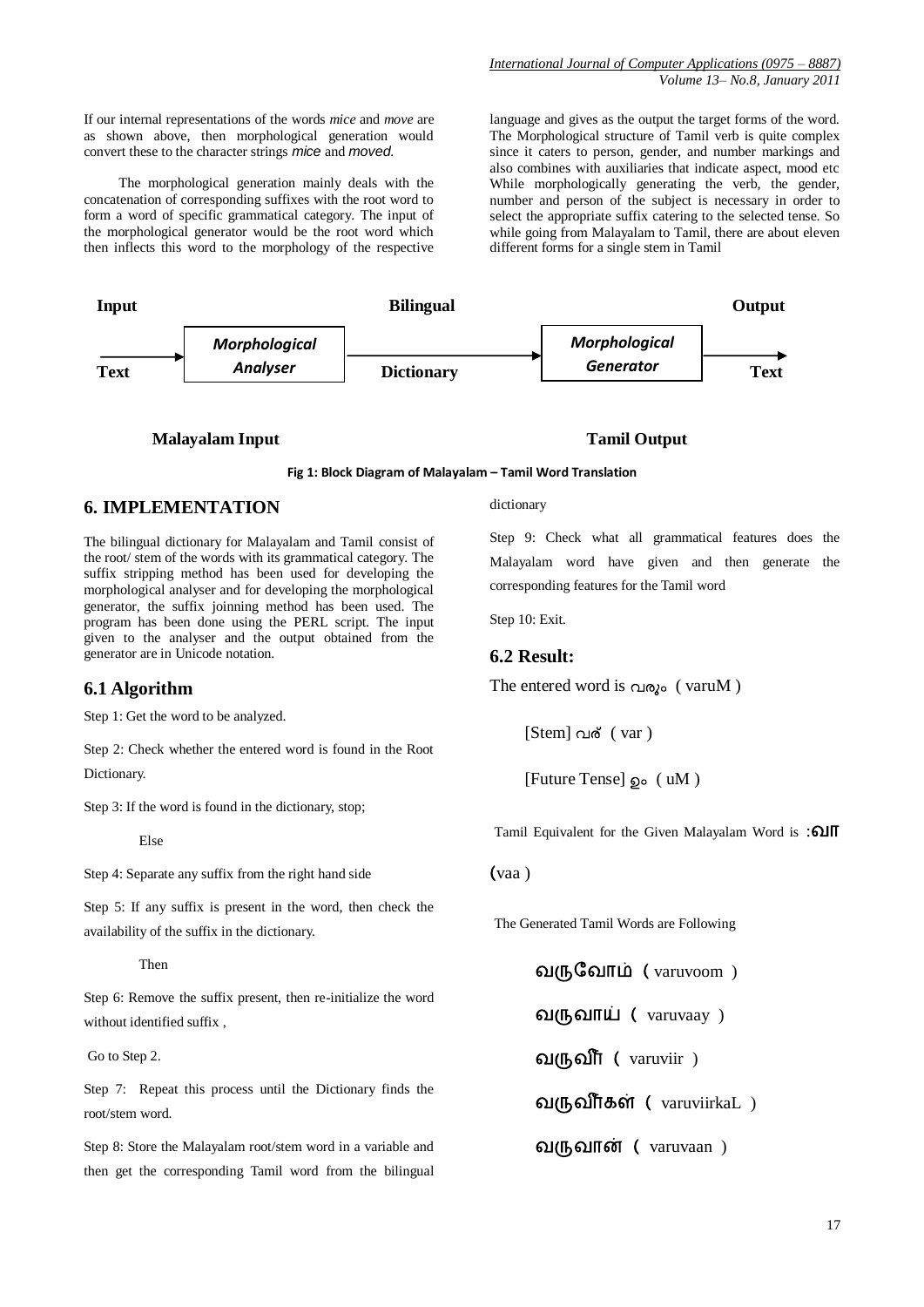If our internal representations of the words *mice* and *move* are as shown above, then morphological generation would convert these to the character strings *mice* and *moved.*

The morphological generation mainly deals with the concatenation of corresponding suffixes with the root word to form a word of specific grammatical category. The input of the morphological generator would be the root word which then inflects this word to the morphology of the respective language and gives as the output the target forms of the word. The Morphological structure of Tamil verb is quite complex since it caters to person, gender, and number markings and also combines with auxiliaries that indicate aspect, mood etc While morphologically generating the verb, the gender, number and person of the subject is necessary in order to select the appropriate suffix catering to the selected tense. So while going from Malayalam to Tamil, there are about eleven different forms for a single stem in Tamil

**Input Text** → ***Morphological Analyser*** → **Bilingual Dictionary** → ***Morphological Generator*** → **Output Text**

**Malayalam Input** **Tamil Output**

**Fig 1: Block Diagram of Malayalam – Tamil Word Translation**

## 6. IMPLEMENTATION

The bilingual dictionary for Malayalam and Tamil consist of the root/ stem of the words with its grammatical category. The suffix stripping method has been used for developing the morphological analyser and for developing the morphological generator, the suffix joinning method has been used. The program has been done using the PERL script. The input given to the analyser and the output obtained from the generator are in Unicode notation.

## 6.1 Algorithm

Step 1: Get the word to be analyzed.

Step 2: Check whether the entered word is found in the Root Dictionary.

Step 3: If the word is found in the dictionary, stop;

Else

Step 4: Separate any suffix from the right hand side

Step 5: If any suffix is present in the word, then check the availability of the suffix in the dictionary.

Then

Step 6: Remove the suffix present, then re-initialize the word without identified suffix ,

Go to Step 2.

Step 7: Repeat this process until the Dictionary finds the root/stem word.

Step 8: Store the Malayalam root/stem word in a variable and then get the corresponding Tamil word from the bilingual dictionary

Step 9: Check what all grammatical features does the Malayalam word have given and then generate the corresponding features for the Tamil word

Step 10: Exit.

## 6.2 Result:

The entered word is വരും ( varuM )

[Stem] വര് ( var )

[Future Tense] ഉം ( uM )

Tamil Equivalent for the Given Malayalam Word is :வா (vaa )

The Generated Tamil Words are Following

வருவோம் ( varuvoom )

வருவாய் ( varuvaay )

வருவீர் ( varuviir )

வருவீர்கள் ( varuviirkaL )

வருவான் ( varuvaan )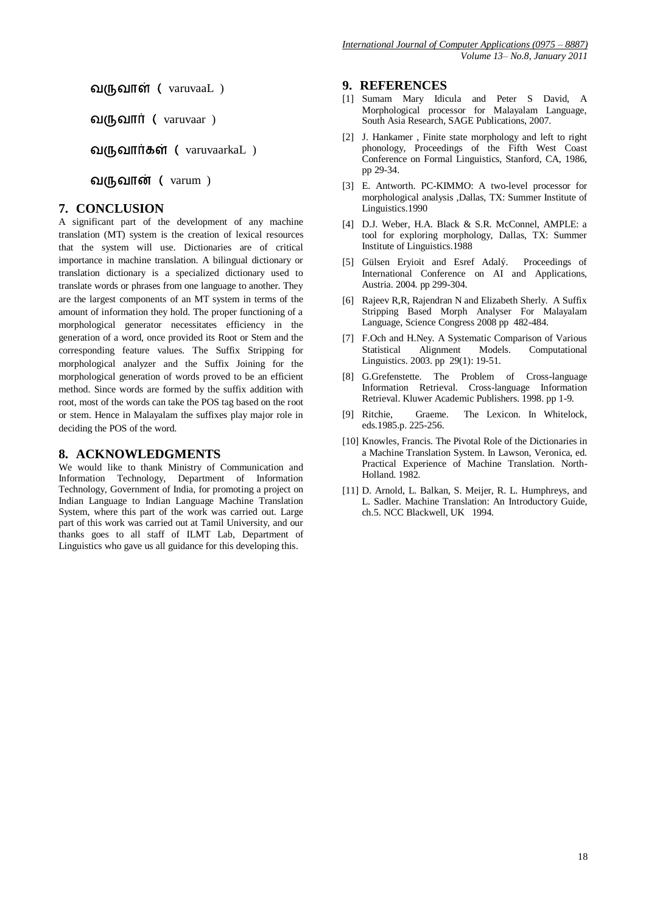வருவாள் ( varuvaaL )

வருவார் ( varuvaar )

வருவார்கள் ( varuvaarkaL )

வருவான் ( varum )

## 7. CONCLUSION

A significant part of the development of any machine translation (MT) system is the creation of lexical resources that the system will use. Dictionaries are of critical importance in machine translation. A bilingual dictionary or translation dictionary is a specialized dictionary used to translate words or phrases from one language to another. They are the largest components of an MT system in terms of the amount of information they hold. The proper functioning of a morphological generator necessitates efficiency in the generation of a word, once provided its Root or Stem and the corresponding feature values. The Suffix Stripping for morphological analyzer and the Suffix Joining for the morphological generation of words proved to be an efficient method. Since words are formed by the suffix addition with root, most of the words can take the POS tag based on the root or stem. Hence in Malayalam the suffixes play major role in deciding the POS of the word.

## 8. ACKNOWLEDGMENTS

We would like to thank Ministry of Communication and Information Technology, Department of Information Technology, Government of India, for promoting a project on Indian Language to Indian Language Machine Translation System, where this part of the work was carried out. Large part of this work was carried out at Tamil University, and our thanks goes to all staff of ILMT Lab, Department of Linguistics who gave us all guidance for this developing this.

## 9. REFERENCES

[1] Sumam Mary Idicula and Peter S David, A Morphological processor for Malayalam Language, South Asia Research, SAGE Publications, 2007.

[2] J. Hankamer , Finite state morphology and left to right phonology, Proceedings of the Fifth West Coast Conference on Formal Linguistics, Stanford, CA, 1986, pp 29-34.

[3] E. Antworth. PC-KIMMO: A two-level processor for morphological analysis ,Dallas, TX: Summer Institute of Linguistics.1990

[4] D.J. Weber, H.A. Black & S.R. McConnel, AMPLE: a tool for exploring morphology, Dallas, TX: Summer Institute of Linguistics.1988

[5] Gülsen Eryioit and Esref Adalý. Proceedings of International Conference on AI and Applications, Austria. 2004. pp 299-304.

[6] Rajeev R,R, Rajendran N and Elizabeth Sherly. A Suffix Stripping Based Morph Analyser For Malayalam Language, Science Congress 2008 pp 482-484.

[7] F.Och and H.Ney. A Systematic Comparison of Various Statistical Alignment Models. Computational Linguistics. 2003. pp 29(1): 19-51.

[8] G.Grefenstette. The Problem of Cross-language Information Retrieval. Cross-language Information Retrieval. Kluwer Academic Publishers. 1998. pp 1-9.

[9] Ritchie, Graeme. The Lexicon. In Whitelock, eds.1985.p. 225-256.

[10] Knowles, Francis. The Pivotal Role of the Dictionaries in a Machine Translation System. In Lawson, Veronica, ed. Practical Experience of Machine Translation. North-Holland. 1982.

[11] D. Arnold, L. Balkan, S. Meijer, R. L. Humphreys, and L. Sadler. Machine Translation: An Introductory Guide, ch.5. NCC Blackwell, UK 1994.